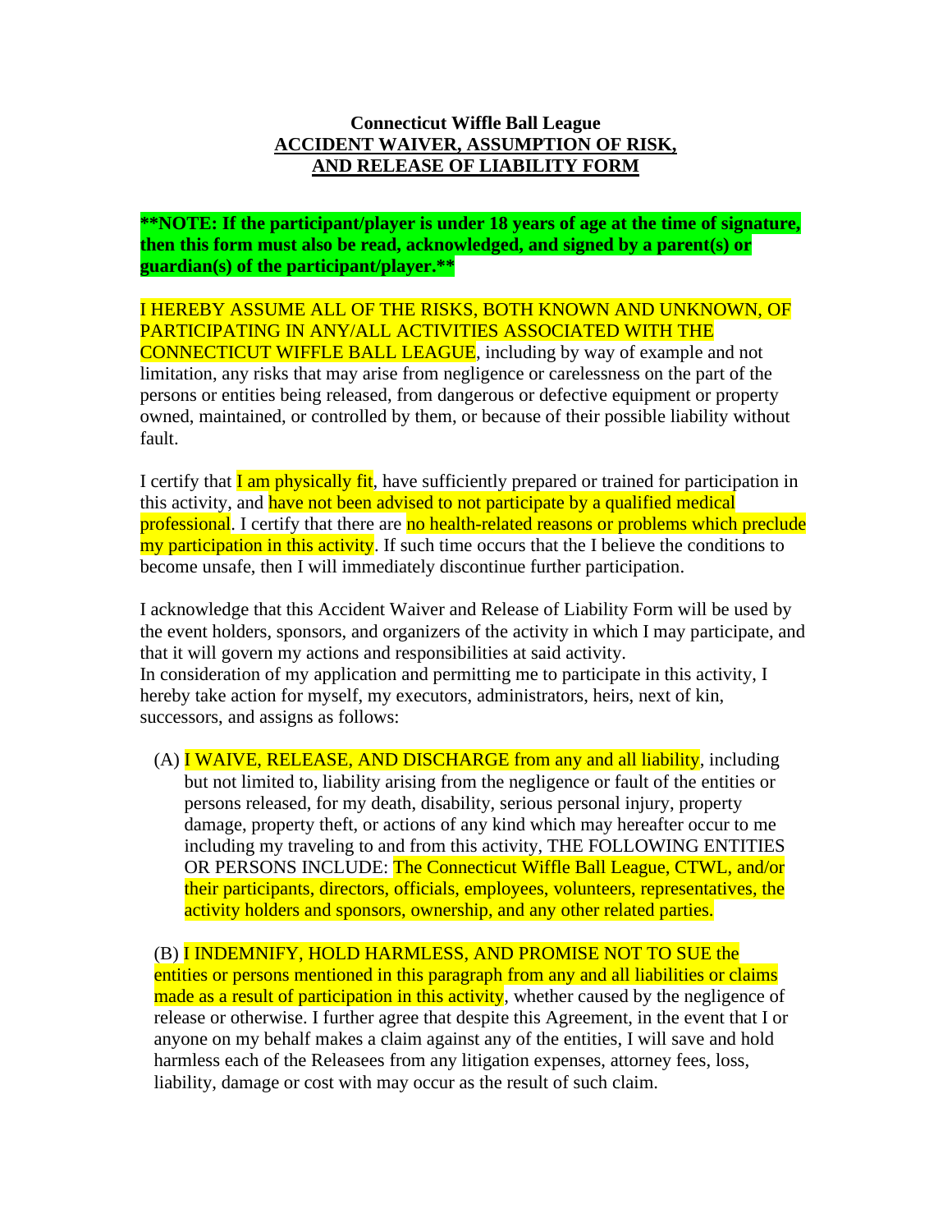**Connecticut Wiffle Ball League**
**ACCIDENT WAIVER, ASSUMPTION OF RISK, AND RELEASE OF LIABILITY FORM**

****NOTE: If the participant/player is under 18 years of age at the time of signature, then this form must also be read, acknowledged, and signed by a parent(s) or guardian(s) of the participant/player.****

I HEREBY ASSUME ALL OF THE RISKS, BOTH KNOWN AND UNKNOWN, OF PARTICIPATING IN ANY/ALL ACTIVITIES ASSOCIATED WITH THE CONNECTICUT WIFFLE BALL LEAGUE, including by way of example and not limitation, any risks that may arise from negligence or carelessness on the part of the persons or entities being released, from dangerous or defective equipment or property owned, maintained, or controlled by them, or because of their possible liability without fault.

I certify that I am physically fit, have sufficiently prepared or trained for participation in this activity, and have not been advised to not participate by a qualified medical professional. I certify that there are no health-related reasons or problems which preclude my participation in this activity. If such time occurs that the I believe the conditions to become unsafe, then I will immediately discontinue further participation.

I acknowledge that this Accident Waiver and Release of Liability Form will be used by the event holders, sponsors, and organizers of the activity in which I may participate, and that it will govern my actions and responsibilities at said activity.
In consideration of my application and permitting me to participate in this activity, I hereby take action for myself, my executors, administrators, heirs, next of kin, successors, and assigns as follows:

(A) I WAIVE, RELEASE, AND DISCHARGE from any and all liability, including but not limited to, liability arising from the negligence or fault of the entities or persons released, for my death, disability, serious personal injury, property damage, property theft, or actions of any kind which may hereafter occur to me including my traveling to and from this activity, THE FOLLOWING ENTITIES OR PERSONS INCLUDE: The Connecticut Wiffle Ball League, CTWL, and/or their participants, directors, officials, employees, volunteers, representatives, the activity holders and sponsors, ownership, and any other related parties.

(B) I INDEMNIFY, HOLD HARMLESS, AND PROMISE NOT TO SUE the entities or persons mentioned in this paragraph from any and all liabilities or claims made as a result of participation in this activity, whether caused by the negligence of release or otherwise. I further agree that despite this Agreement, in the event that I or anyone on my behalf makes a claim against any of the entities, I will save and hold harmless each of the Releasees from any litigation expenses, attorney fees, loss, liability, damage or cost with may occur as the result of such claim.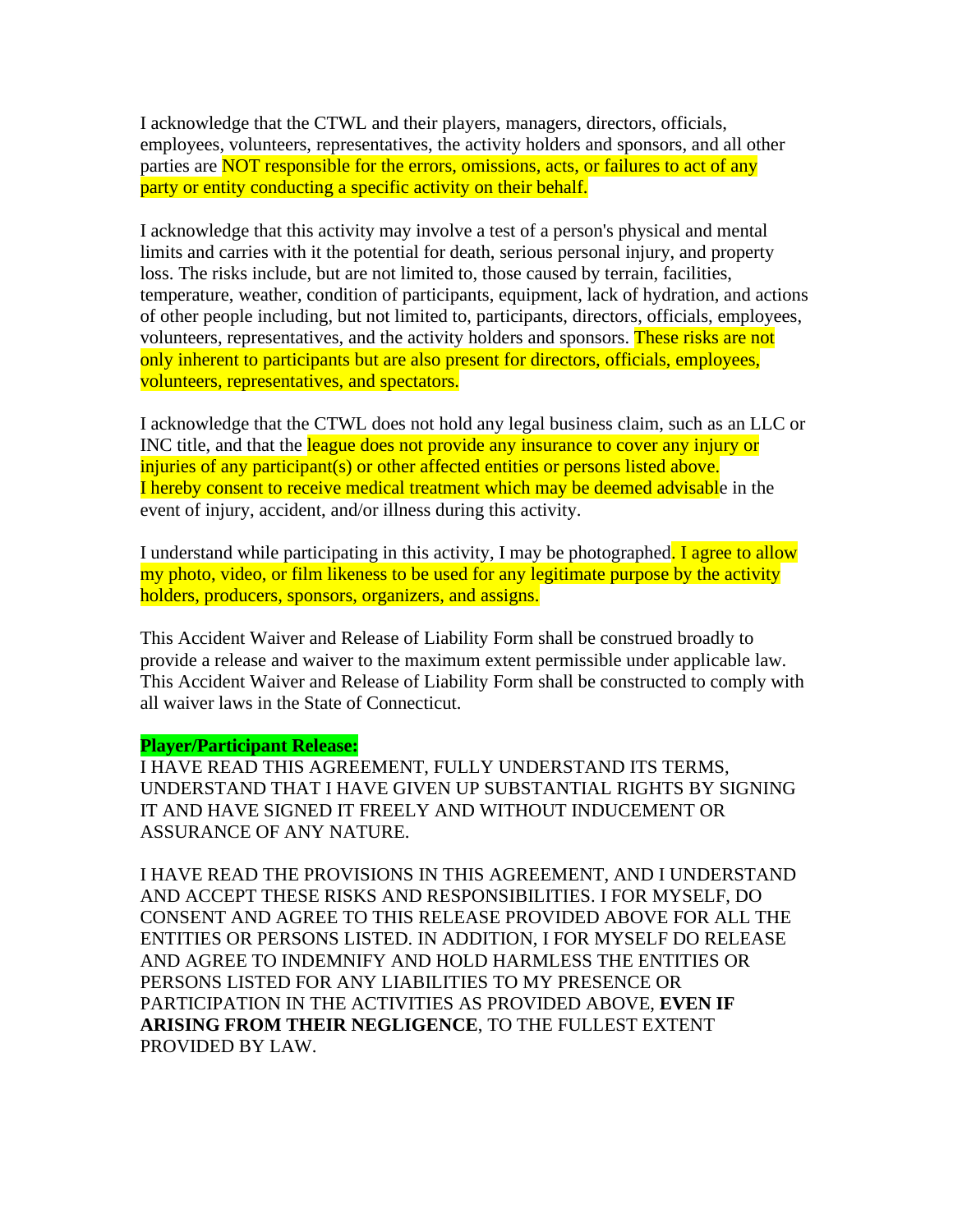I acknowledge that the CTWL and their players, managers, directors, officials, employees, volunteers, representatives, the activity holders and sponsors, and all other parties are NOT responsible for the errors, omissions, acts, or failures to act of any party or entity conducting a specific activity on their behalf.

I acknowledge that this activity may involve a test of a person's physical and mental limits and carries with it the potential for death, serious personal injury, and property loss. The risks include, but are not limited to, those caused by terrain, facilities, temperature, weather, condition of participants, equipment, lack of hydration, and actions of other people including, but not limited to, participants, directors, officials, employees, volunteers, representatives, and the activity holders and sponsors. These risks are not only inherent to participants but are also present for directors, officials, employees, volunteers, representatives, and spectators.

I acknowledge that the CTWL does not hold any legal business claim, such as an LLC or INC title, and that the league does not provide any insurance to cover any injury or injuries of any participant(s) or other affected entities or persons listed above.
I hereby consent to receive medical treatment which may be deemed advisable in the event of injury, accident, and/or illness during this activity.

I understand while participating in this activity, I may be photographed. I agree to allow my photo, video, or film likeness to be used for any legitimate purpose by the activity holders, producers, sponsors, organizers, and assigns.

This Accident Waiver and Release of Liability Form shall be construed broadly to provide a release and waiver to the maximum extent permissible under applicable law. This Accident Waiver and Release of Liability Form shall be constructed to comply with all waiver laws in the State of Connecticut.

**Player/Participant Release:**
I HAVE READ THIS AGREEMENT, FULLY UNDERSTAND ITS TERMS, UNDERSTAND THAT I HAVE GIVEN UP SUBSTANTIAL RIGHTS BY SIGNING IT AND HAVE SIGNED IT FREELY AND WITHOUT INDUCEMENT OR ASSURANCE OF ANY NATURE.

I HAVE READ THE PROVISIONS IN THIS AGREEMENT, AND I UNDERSTAND AND ACCEPT THESE RISKS AND RESPONSIBILITIES. I FOR MYSELF, DO CONSENT AND AGREE TO THIS RELEASE PROVIDED ABOVE FOR ALL THE ENTITIES OR PERSONS LISTED. IN ADDITION, I FOR MYSELF DO RELEASE AND AGREE TO INDEMNIFY AND HOLD HARMLESS THE ENTITIES OR PERSONS LISTED FOR ANY LIABILITIES TO MY PRESENCE OR PARTICIPATION IN THE ACTIVITIES AS PROVIDED ABOVE, **EVEN IF ARISING FROM THEIR NEGLIGENCE**, TO THE FULLEST EXTENT PROVIDED BY LAW.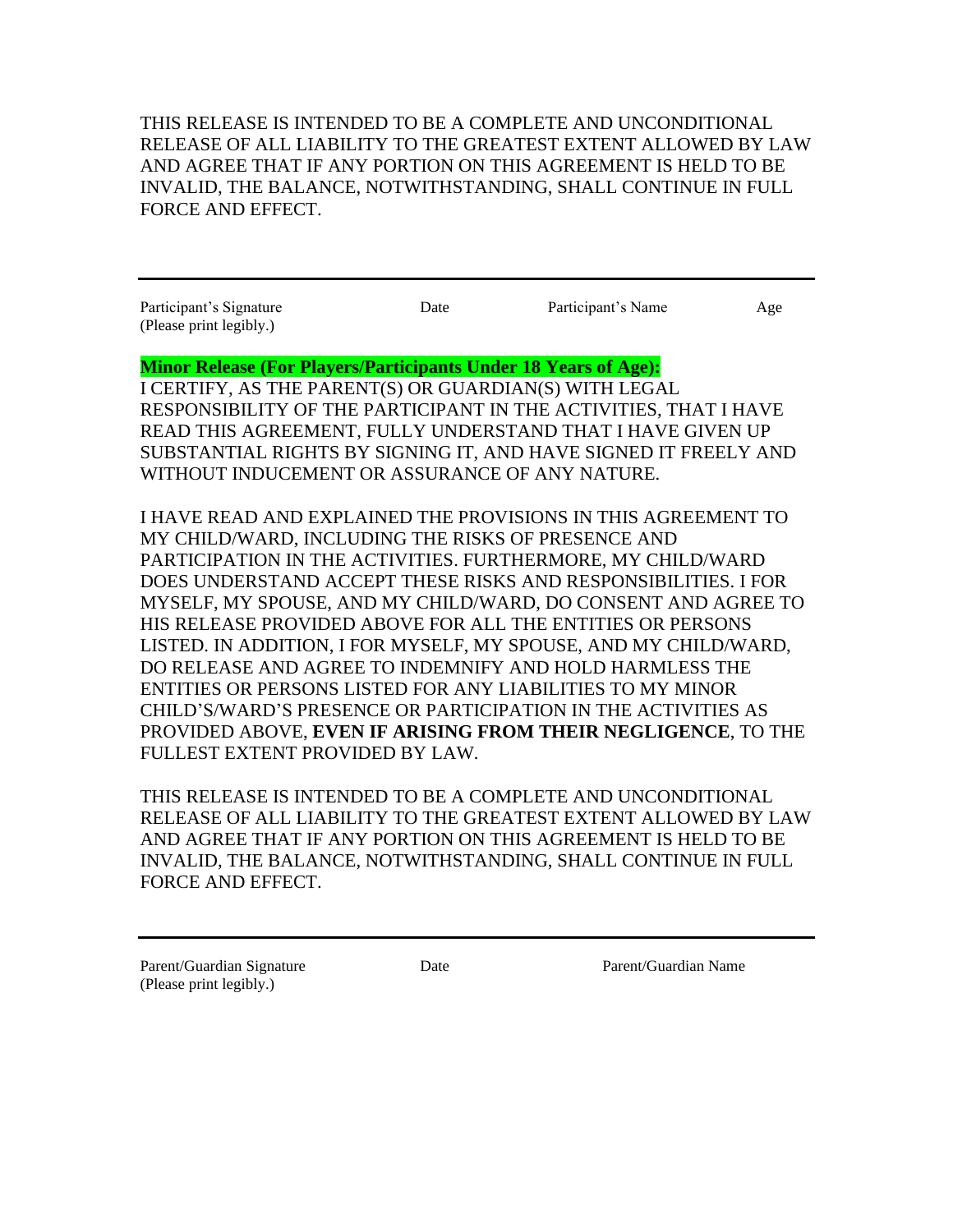THIS RELEASE IS INTENDED TO BE A COMPLETE AND UNCONDITIONAL RELEASE OF ALL LIABILITY TO THE GREATEST EXTENT ALLOWED BY LAW AND AGREE THAT IF ANY PORTION ON THIS AGREEMENT IS HELD TO BE INVALID, THE BALANCE, NOTWITHSTANDING, SHALL CONTINUE IN FULL FORCE AND EFFECT.

---

Participant's Signature (Please print legibly.)    Date    Participant's Name    Age

**Minor Release (For Players/Participants Under 18 Years of Age):**
I CERTIFY, AS THE PARENT(S) OR GUARDIAN(S) WITH LEGAL RESPONSIBILITY OF THE PARTICIPANT IN THE ACTIVITIES, THAT I HAVE READ THIS AGREEMENT, FULLY UNDERSTAND THAT I HAVE GIVEN UP SUBSTANTIAL RIGHTS BY SIGNING IT, AND HAVE SIGNED IT FREELY AND WITHOUT INDUCEMENT OR ASSURANCE OF ANY NATURE.

I HAVE READ AND EXPLAINED THE PROVISIONS IN THIS AGREEMENT TO MY CHILD/WARD, INCLUDING THE RISKS OF PRESENCE AND PARTICIPATION IN THE ACTIVITIES. FURTHERMORE, MY CHILD/WARD DOES UNDERSTAND ACCEPT THESE RISKS AND RESPONSIBILITIES. I FOR MYSELF, MY SPOUSE, AND MY CHILD/WARD, DO CONSENT AND AGREE TO HIS RELEASE PROVIDED ABOVE FOR ALL THE ENTITIES OR PERSONS LISTED. IN ADDITION, I FOR MYSELF, MY SPOUSE, AND MY CHILD/WARD, DO RELEASE AND AGREE TO INDEMNIFY AND HOLD HARMLESS THE ENTITIES OR PERSONS LISTED FOR ANY LIABILITIES TO MY MINOR CHILD'S/WARD'S PRESENCE OR PARTICIPATION IN THE ACTIVITIES AS PROVIDED ABOVE, **EVEN IF ARISING FROM THEIR NEGLIGENCE**, TO THE FULLEST EXTENT PROVIDED BY LAW.

THIS RELEASE IS INTENDED TO BE A COMPLETE AND UNCONDITIONAL RELEASE OF ALL LIABILITY TO THE GREATEST EXTENT ALLOWED BY LAW AND AGREE THAT IF ANY PORTION ON THIS AGREEMENT IS HELD TO BE INVALID, THE BALANCE, NOTWITHSTANDING, SHALL CONTINUE IN FULL FORCE AND EFFECT.

---

Parent/Guardian Signature (Please print legibly.)    Date    Parent/Guardian Name